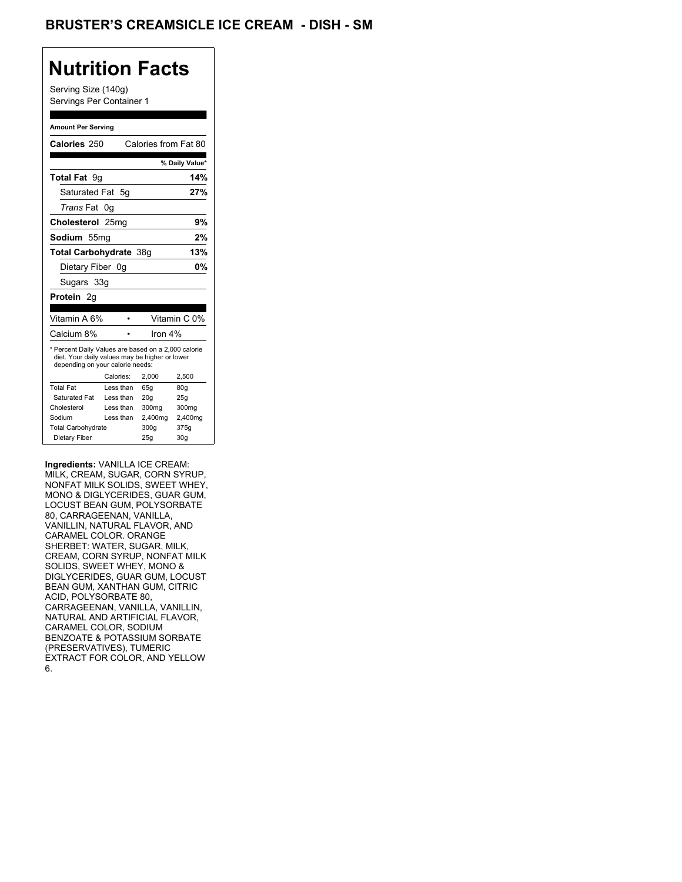# BRUSTER'S CREAMSICLE ICE CREAM - DISH - SM

## Nutrition Facts

Serving Size (140g)
Servings Per Container 1

**Amount Per Serving**

| | |
|---|---|
| **Calories** 250 | Calories from Fat 80 |
| | **% Daily Value*** |
| **Total Fat** 9g | **14%** |
| Saturated Fat 5g | **27%** |
| *Trans* Fat 0g | |
| **Cholesterol** 25mg | **9%** |
| **Sodium** 55mg | **2%** |
| **Total Carbohydrate** 38g | **13%** |
| Dietary Fiber 0g | **0%** |
| Sugars 33g | |
| **Protein** 2g | |

| | |
|---|---|
| Vitamin A 6% • | Vitamin C 0% |
| Calcium 8% • | Iron 4% |

* Percent Daily Values are based on a 2,000 calorie diet. Your daily values may be higher or lower depending on your calorie needs:

| | Calories: | 2,000 | 2,500 |
|---|---|---|---|
| Total Fat | Less than | 65g | 80g |
| Saturated Fat | Less than | 20g | 25g |
| Cholesterol | Less than | 300mg | 300mg |
| Sodium | Less than | 2,400mg | 2,400mg |
| Total Carbohydrate | | 300g | 375g |
| Dietary Fiber | | 25g | 30g |

**Ingredients:** VANILLA ICE CREAM: MILK, CREAM, SUGAR, CORN SYRUP, NONFAT MILK SOLIDS, SWEET WHEY, MONO & DIGLYCERIDES, GUAR GUM, LOCUST BEAN GUM, POLYSORBATE 80, CARRAGEENAN, VANILLA, VANILLIN, NATURAL FLAVOR, AND CARAMEL COLOR. ORANGE SHERBET: WATER, SUGAR, MILK, CREAM, CORN SYRUP, NONFAT MILK SOLIDS, SWEET WHEY, MONO & DIGLYCERIDES, GUAR GUM, LOCUST BEAN GUM, XANTHAN GUM, CITRIC ACID, POLYSORBATE 80, CARRAGEENAN, VANILLA, VANILLIN, NATURAL AND ARTIFICIAL FLAVOR, CARAMEL COLOR, SODIUM BENZOATE & POTASSIUM SORBATE (PRESERVATIVES), TUMERIC EXTRACT FOR COLOR, AND YELLOW 6.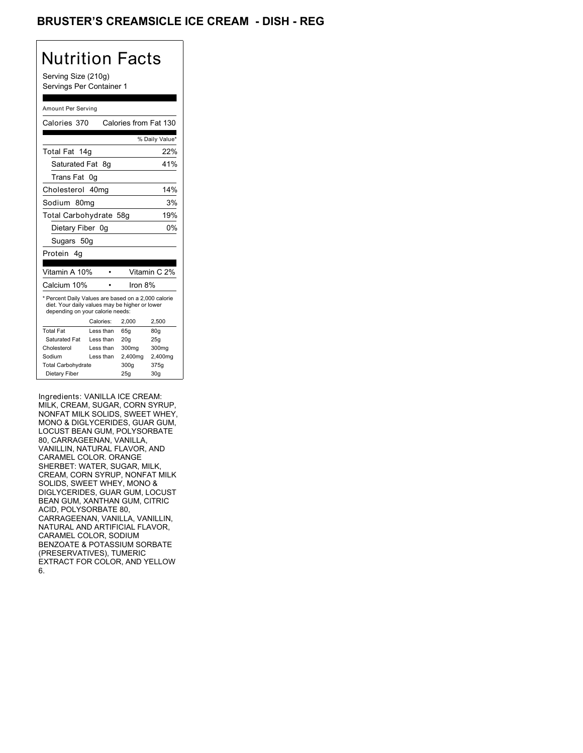# BRUSTER'S CREAMSICLE ICE CREAM - DISH - REG

## Nutrition Facts

Serving Size (210g)
Servings Per Container 1

Amount Per Serving

| | |
|---|---|
| Calories 370 | Calories from Fat 130 |
| | % Daily Value* |
| Total Fat 14g | 22% |
| Saturated Fat 8g | 41% |
| Trans Fat 0g | |
| Cholesterol 40mg | 14% |
| Sodium 80mg | 3% |
| Total Carbohydrate 58g | 19% |
| Dietary Fiber 0g | 0% |
| Sugars 50g | |
| Protein 4g | |

| | |
|---|---|
| Vitamin A 10% | Vitamin C 2% |
| Calcium 10% | Iron 8% |

* Percent Daily Values are based on a 2,000 calorie diet. Your daily values may be higher or lower depending on your calorie needs:

| | Calories: | 2,000 | 2,500 |
|---|---|---|---|
| Total Fat | Less than | 65g | 80g |
| Saturated Fat | Less than | 20g | 25g |
| Cholesterol | Less than | 300mg | 300mg |
| Sodium | Less than | 2,400mg | 2,400mg |
| Total Carbohydrate | | 300g | 375g |
| Dietary Fiber | | 25g | 30g |

Ingredients: VANILLA ICE CREAM: MILK, CREAM, SUGAR, CORN SYRUP, NONFAT MILK SOLIDS, SWEET WHEY, MONO & DIGLYCERIDES, GUAR GUM, LOCUST BEAN GUM, POLYSORBATE 80, CARRAGEENAN, VANILLA, VANILLIN, NATURAL FLAVOR, AND CARAMEL COLOR. ORANGE SHERBET: WATER, SUGAR, MILK, CREAM, CORN SYRUP, NONFAT MILK SOLIDS, SWEET WHEY, MONO & DIGLYCERIDES, GUAR GUM, LOCUST BEAN GUM, XANTHAN GUM, CITRIC ACID, POLYSORBATE 80, CARRAGEENAN, VANILLA, VANILLIN, NATURAL AND ARTIFICIAL FLAVOR, CARAMEL COLOR, SODIUM BENZOATE & POTASSIUM SORBATE (PRESERVATIVES), TUMERIC EXTRACT FOR COLOR, AND YELLOW 6.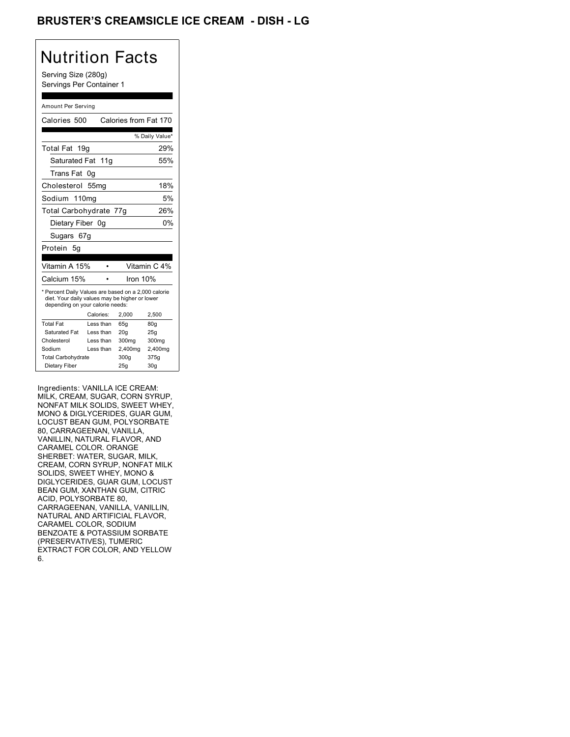# BRUSTER'S CREAMSICLE ICE CREAM - DISH - LG

## Nutrition Facts

Serving Size (280g)
Servings Per Container 1

Amount Per Serving

| Calories 500 | Calories from Fat 170 |
|---|---|
| | % Daily Value* |
| Total Fat 19g | 29% |
| Saturated Fat 11g | 55% |
| Trans Fat 0g | |
| Cholesterol 55mg | 18% |
| Sodium 110mg | 5% |
| Total Carbohydrate 77g | 26% |
| Dietary Fiber 0g | 0% |
| Sugars 67g | |
| Protein 5g | |

| Vitamin A 15% | • | Vitamin C 4% |
|---|---|---|
| Calcium 15% | • | Iron 10% |

* Percent Daily Values are based on a 2,000 calorie diet. Your daily values may be higher or lower depending on your calorie needs:

| | Calories: | 2,000 | 2,500 |
|---|---|---|---|
| Total Fat | Less than | 65g | 80g |
| Saturated Fat | Less than | 20g | 25g |
| Cholesterol | Less than | 300mg | 300mg |
| Sodium | Less than | 2,400mg | 2,400mg |
| Total Carbohydrate | | 300g | 375g |
| Dietary Fiber | | 25g | 30g |

Ingredients: VANILLA ICE CREAM: MILK, CREAM, SUGAR, CORN SYRUP, NONFAT MILK SOLIDS, SWEET WHEY, MONO & DIGLYCERIDES, GUAR GUM, LOCUST BEAN GUM, POLYSORBATE 80, CARRAGEENAN, VANILLA, VANILLIN, NATURAL FLAVOR, AND CARAMEL COLOR. ORANGE SHERBET: WATER, SUGAR, MILK, CREAM, CORN SYRUP, NONFAT MILK SOLIDS, SWEET WHEY, MONO & DIGLYCERIDES, GUAR GUM, LOCUST BEAN GUM, XANTHAN GUM, CITRIC ACID, POLYSORBATE 80, CARRAGEENAN, VANILLA, VANILLIN, NATURAL AND ARTIFICIAL FLAVOR, CARAMEL COLOR, SODIUM BENZOATE & POTASSIUM SORBATE (PRESERVATIVES), TUMERIC EXTRACT FOR COLOR, AND YELLOW 6.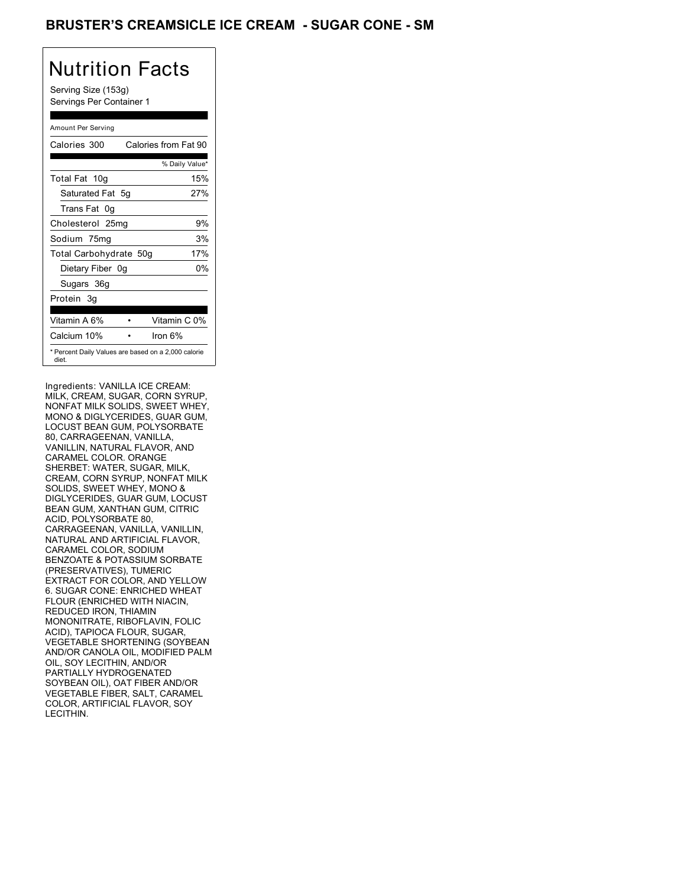# BRUSTER'S CREAMSICLE ICE CREAM - SUGAR CONE - SM

## Nutrition Facts

Serving Size (153g)
Servings Per Container 1

Amount Per Serving

| Calories 300 | Calories from Fat 90 |
|---|---|
| | % Daily Value* |
| Total Fat 10g | 15% |
| Saturated Fat 5g | 27% |
| Trans Fat 0g | |
| Cholesterol 25mg | 9% |
| Sodium 75mg | 3% |
| Total Carbohydrate 50g | 17% |
| Dietary Fiber 0g | 0% |
| Sugars 36g | |
| Protein 3g | |

| Vitamin A 6% | Vitamin C 0% |
|---|---|
| Calcium 10% | Iron 6% |

\* Percent Daily Values are based on a 2,000 calorie diet.

Ingredients: VANILLA ICE CREAM: MILK, CREAM, SUGAR, CORN SYRUP, NONFAT MILK SOLIDS, SWEET WHEY, MONO & DIGLYCERIDES, GUAR GUM, LOCUST BEAN GUM, POLYSORBATE 80, CARRAGEENAN, VANILLA, VANILLIN, NATURAL FLAVOR, AND CARAMEL COLOR. ORANGE SHERBET: WATER, SUGAR, MILK, CREAM, CORN SYRUP, NONFAT MILK SOLIDS, SWEET WHEY, MONO & DIGLYCERIDES, GUAR GUM, LOCUST BEAN GUM, XANTHAN GUM, CITRIC ACID, POLYSORBATE 80, CARRAGEENAN, VANILLA, VANILLIN, NATURAL AND ARTIFICIAL FLAVOR, CARAMEL COLOR, SODIUM BENZOATE & POTASSIUM SORBATE (PRESERVATIVES), TUMERIC EXTRACT FOR COLOR, AND YELLOW 6. SUGAR CONE: ENRICHED WHEAT FLOUR (ENRICHED WITH NIACIN, REDUCED IRON, THIAMIN MONONITRATE, RIBOFLAVIN, FOLIC ACID), TAPIOCA FLOUR, SUGAR, VEGETABLE SHORTENING (SOYBEAN AND/OR CANOLA OIL, MODIFIED PALM OIL, SOY LECITHIN, AND/OR PARTIALLY HYDROGENATED SOYBEAN OIL), OAT FIBER AND/OR VEGETABLE FIBER, SALT, CARAMEL COLOR, ARTIFICIAL FLAVOR, SOY LECITHIN.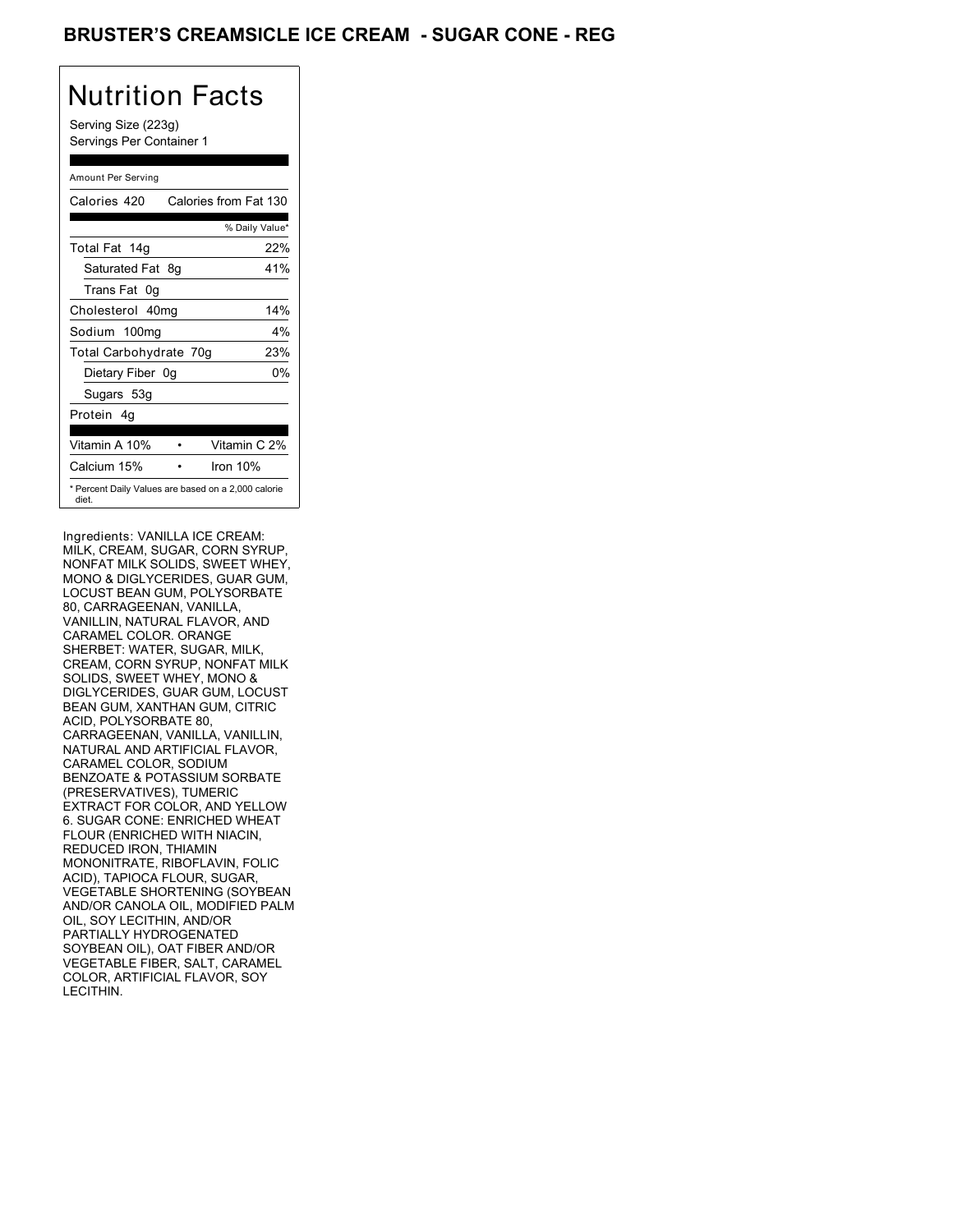# BRUSTER'S CREAMSICLE ICE CREAM - SUGAR CONE - REG

## Nutrition Facts

Serving Size (223g)
Servings Per Container 1

| Amount Per Serving | |
|---|---|
| Calories 420 | Calories from Fat 130 |
| | % Daily Value* |
| Total Fat 14g | 22% |
| Saturated Fat 8g | 41% |
| Trans Fat 0g | |
| Cholesterol 40mg | 14% |
| Sodium 100mg | 4% |
| Total Carbohydrate 70g | 23% |
| Dietary Fiber 0g | 0% |
| Sugars 53g | |
| Protein 4g | |
| Vitamin A 10% | Vitamin C 2% |
| Calcium 15% | Iron 10% |

\* Percent Daily Values are based on a 2,000 calorie diet.

Ingredients: VANILLA ICE CREAM: MILK, CREAM, SUGAR, CORN SYRUP, NONFAT MILK SOLIDS, SWEET WHEY, MONO & DIGLYCERIDES, GUAR GUM, LOCUST BEAN GUM, POLYSORBATE 80, CARRAGEENAN, VANILLA, VANILLIN, NATURAL FLAVOR, AND CARAMEL COLOR. ORANGE SHERBET: WATER, SUGAR, MILK, CREAM, CORN SYRUP, NONFAT MILK SOLIDS, SWEET WHEY, MONO & DIGLYCERIDES, GUAR GUM, LOCUST BEAN GUM, XANTHAN GUM, CITRIC ACID, POLYSORBATE 80, CARRAGEENAN, VANILLA, VANILLIN, NATURAL AND ARTIFICIAL FLAVOR, CARAMEL COLOR, SODIUM BENZOATE & POTASSIUM SORBATE (PRESERVATIVES), TUMERIC EXTRACT FOR COLOR, AND YELLOW 6. SUGAR CONE: ENRICHED WHEAT FLOUR (ENRICHED WITH NIACIN, REDUCED IRON, THIAMIN MONONITRATE, RIBOFLAVIN, FOLIC ACID), TAPIOCA FLOUR, SUGAR, VEGETABLE SHORTENING (SOYBEAN AND/OR CANOLA OIL, MODIFIED PALM OIL, SOY LECITHIN, AND/OR PARTIALLY HYDROGENATED SOYBEAN OIL), OAT FIBER AND/OR VEGETABLE FIBER, SALT, CARAMEL COLOR, ARTIFICIAL FLAVOR, SOY LECITHIN.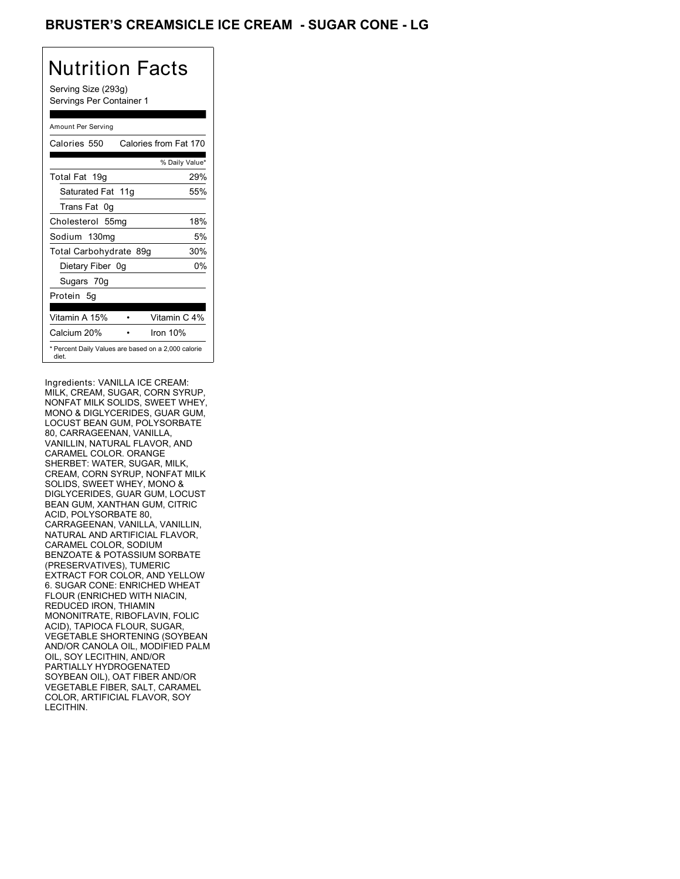# BRUSTER'S CREAMSICLE ICE CREAM - SUGAR CONE - LG

## Nutrition Facts

Serving Size (293g)
Servings Per Container 1

| Amount Per Serving | |
|---|---|
| Calories 550 | Calories from Fat 170 |
| | % Daily Value* |
| Total Fat 19g | 29% |
| Saturated Fat 11g | 55% |
| Trans Fat 0g | |
| Cholesterol 55mg | 18% |
| Sodium 130mg | 5% |
| Total Carbohydrate 89g | 30% |
| Dietary Fiber 0g | 0% |
| Sugars 70g | |
| Protein 5g | |
| Vitamin A 15% | Vitamin C 4% |
| Calcium 20% | Iron 10% |

* Percent Daily Values are based on a 2,000 calorie diet.

Ingredients: VANILLA ICE CREAM: MILK, CREAM, SUGAR, CORN SYRUP, NONFAT MILK SOLIDS, SWEET WHEY, MONO & DIGLYCERIDES, GUAR GUM, LOCUST BEAN GUM, POLYSORBATE 80, CARRAGEENAN, VANILLA, VANILLIN, NATURAL FLAVOR, AND CARAMEL COLOR. ORANGE SHERBET: WATER, SUGAR, MILK, CREAM, CORN SYRUP, NONFAT MILK SOLIDS, SWEET WHEY, MONO & DIGLYCERIDES, GUAR GUM, LOCUST BEAN GUM, XANTHAN GUM, CITRIC ACID, POLYSORBATE 80, CARRAGEENAN, VANILLA, VANILLIN, NATURAL AND ARTIFICIAL FLAVOR, CARAMEL COLOR, SODIUM BENZOATE & POTASSIUM SORBATE (PRESERVATIVES), TUMERIC EXTRACT FOR COLOR, AND YELLOW 6. SUGAR CONE: ENRICHED WHEAT FLOUR (ENRICHED WITH NIACIN, REDUCED IRON, THIAMIN MONONITRATE, RIBOFLAVIN, FOLIC ACID), TAPIOCA FLOUR, SUGAR, VEGETABLE SHORTENING (SOYBEAN AND/OR CANOLA OIL, MODIFIED PALM OIL, SOY LECITHIN, AND/OR PARTIALLY HYDROGENATED SOYBEAN OIL), OAT FIBER AND/OR VEGETABLE FIBER, SALT, CARAMEL COLOR, ARTIFICIAL FLAVOR, SOY LECITHIN.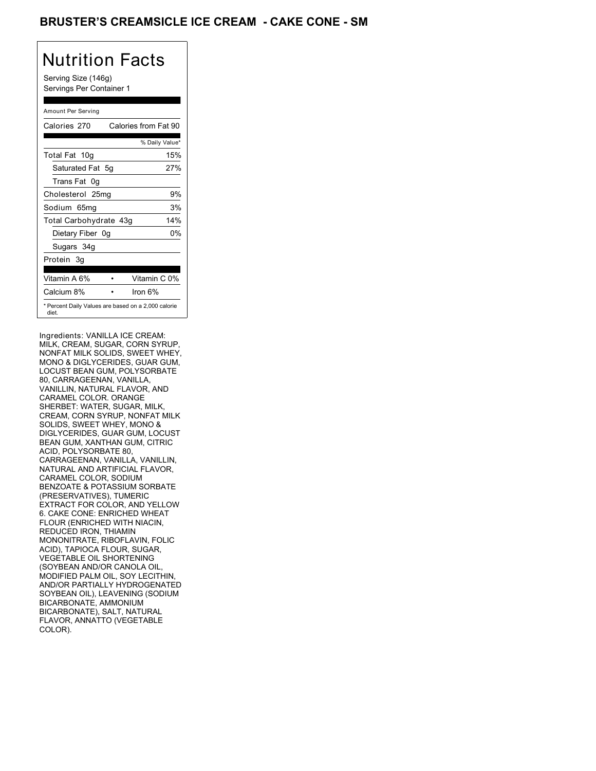# BRUSTER'S CREAMSICLE ICE CREAM - CAKE CONE - SM

## Nutrition Facts

Serving Size (146g)
Servings Per Container 1

Amount Per Serving

| Calories 270 | Calories from Fat 90 |
| --- | --- |
| | % Daily Value* |
| Total Fat 10g | 15% |
| Saturated Fat 5g | 27% |
| Trans Fat 0g | |
| Cholesterol 25mg | 9% |
| Sodium 65mg | 3% |
| Total Carbohydrate 43g | 14% |
| Dietary Fiber 0g | 0% |
| Sugars 34g | |
| Protein 3g | |

| Vitamin A 6% | • | Vitamin C 0% |
| --- | --- | --- |
| Calcium 8% | • | Iron 6% |

* Percent Daily Values are based on a 2,000 calorie diet.

Ingredients: VANILLA ICE CREAM: MILK, CREAM, SUGAR, CORN SYRUP, NONFAT MILK SOLIDS, SWEET WHEY, MONO & DIGLYCERIDES, GUAR GUM, LOCUST BEAN GUM, POLYSORBATE 80, CARRAGEENAN, VANILLA, VANILLIN, NATURAL FLAVOR, AND CARAMEL COLOR. ORANGE SHERBET: WATER, SUGAR, MILK, CREAM, CORN SYRUP, NONFAT MILK SOLIDS, SWEET WHEY, MONO & DIGLYCERIDES, GUAR GUM, LOCUST BEAN GUM, XANTHAN GUM, CITRIC ACID, POLYSORBATE 80, CARRAGEENAN, VANILLA, VANILLIN, NATURAL AND ARTIFICIAL FLAVOR, CARAMEL COLOR, SODIUM BENZOATE & POTASSIUM SORBATE (PRESERVATIVES), TUMERIC EXTRACT FOR COLOR, AND YELLOW 6. CAKE CONE: ENRICHED WHEAT FLOUR (ENRICHED WITH NIACIN, REDUCED IRON, THIAMIN MONONITRATE, RIBOFLAVIN, FOLIC ACID), TAPIOCA FLOUR, SUGAR, VEGETABLE OIL SHORTENING (SOYBEAN AND/OR CANOLA OIL, MODIFIED PALM OIL, SOY LECITHIN, AND/OR PARTIALLY HYDROGENATED SOYBEAN OIL), LEAVENING (SODIUM BICARBONATE, AMMONIUM BICARBONATE), SALT, NATURAL FLAVOR, ANNATTO (VEGETABLE COLOR).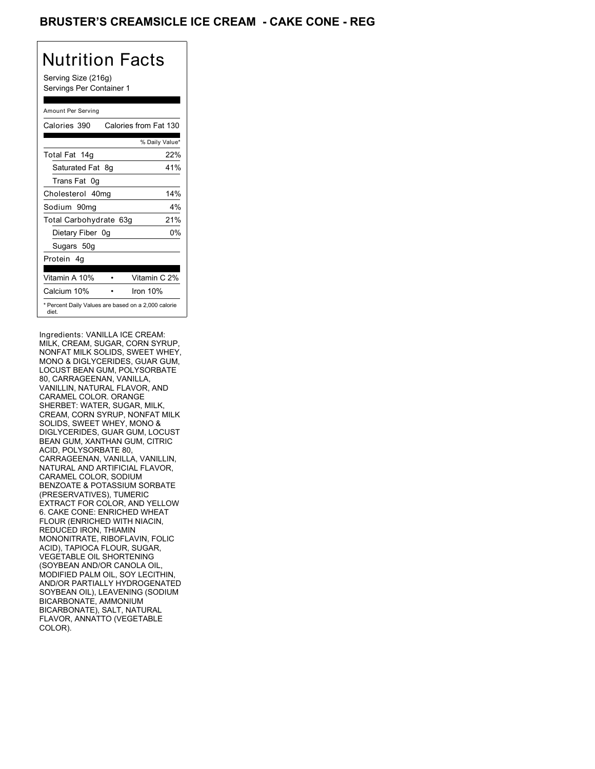# BRUSTER'S CREAMSICLE ICE CREAM - CAKE CONE - REG

## Nutrition Facts

Serving Size (216g)
Servings Per Container 1

Amount Per Serving

| Calories 390 | Calories from Fat 130 |
|---|---|
| | % Daily Value* |
| Total Fat 14g | 22% |
| Saturated Fat 8g | 41% |
| Trans Fat 0g | |
| Cholesterol 40mg | 14% |
| Sodium 90mg | 4% |
| Total Carbohydrate 63g | 21% |
| Dietary Fiber 0g | 0% |
| Sugars 50g | |
| Protein 4g | |

| Vitamin A 10% | • | Vitamin C 2% |
|---|---|---|
| Calcium 10% | • | Iron 10% |

* Percent Daily Values are based on a 2,000 calorie diet.

Ingredients: VANILLA ICE CREAM: MILK, CREAM, SUGAR, CORN SYRUP, NONFAT MILK SOLIDS, SWEET WHEY, MONO & DIGLYCERIDES, GUAR GUM, LOCUST BEAN GUM, POLYSORBATE 80, CARRAGEENAN, VANILLA, VANILLIN, NATURAL FLAVOR, AND CARAMEL COLOR. ORANGE SHERBET: WATER, SUGAR, MILK, CREAM, CORN SYRUP, NONFAT MILK SOLIDS, SWEET WHEY, MONO & DIGLYCERIDES, GUAR GUM, LOCUST BEAN GUM, XANTHAN GUM, CITRIC ACID, POLYSORBATE 80, CARRAGEENAN, VANILLA, VANILLIN, NATURAL AND ARTIFICIAL FLAVOR, CARAMEL COLOR, SODIUM BENZOATE & POTASSIUM SORBATE (PRESERVATIVES), TUMERIC EXTRACT FOR COLOR, AND YELLOW 6. CAKE CONE: ENRICHED WHEAT FLOUR (ENRICHED WITH NIACIN, REDUCED IRON, THIAMIN MONONITRATE, RIBOFLAVIN, FOLIC ACID), TAPIOCA FLOUR, SUGAR, VEGETABLE OIL SHORTENING (SOYBEAN AND/OR CANOLA OIL, MODIFIED PALM OIL, SOY LECITHIN, AND/OR PARTIALLY HYDROGENATED SOYBEAN OIL), LEAVENING (SODIUM BICARBONATE, AMMONIUM BICARBONATE), SALT, NATURAL FLAVOR, ANNATTO (VEGETABLE COLOR).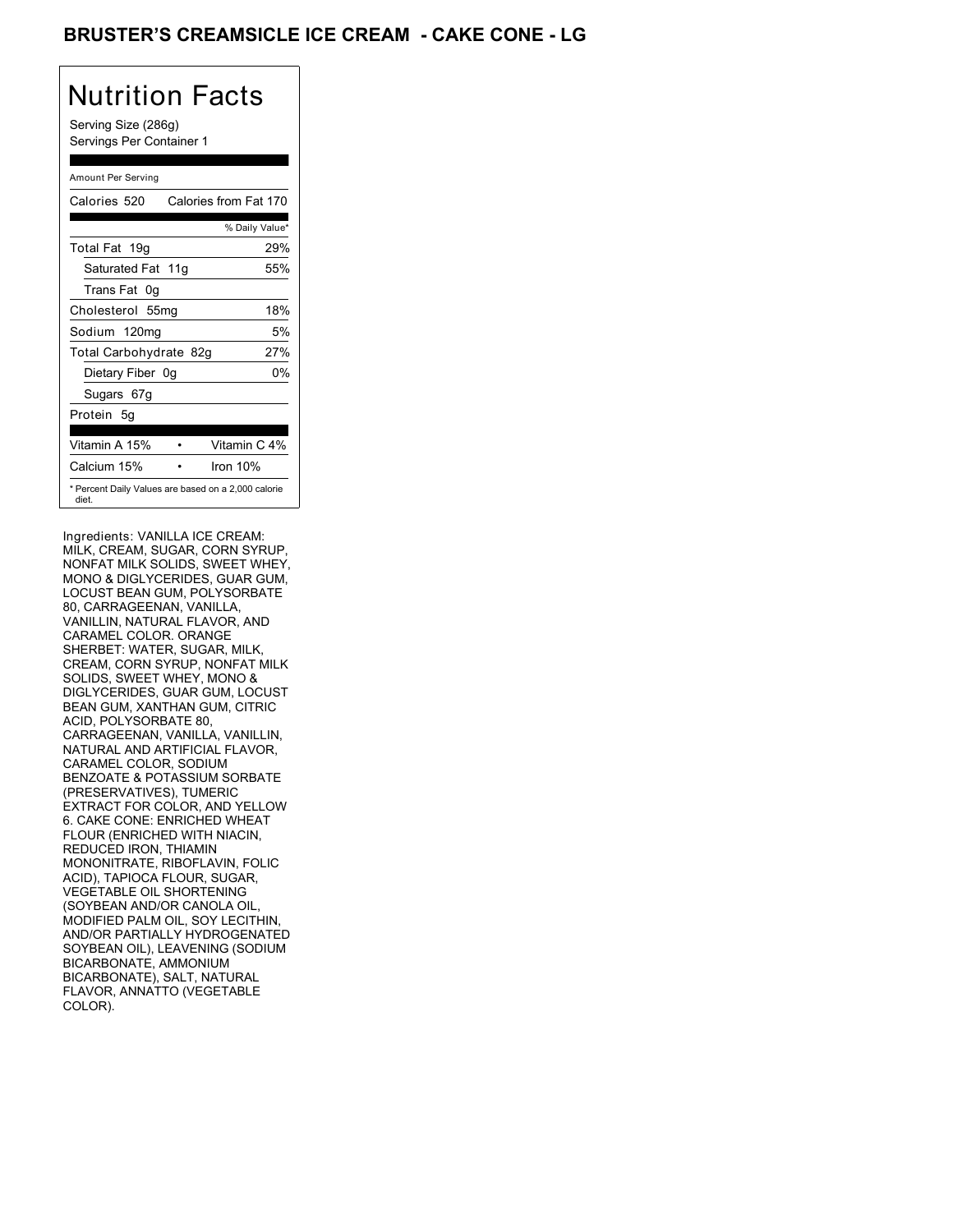# BRUSTER'S CREAMSICLE ICE CREAM - CAKE CONE - LG

## Nutrition Facts

Serving Size (286g)
Servings Per Container 1

Amount Per Serving

| Calories 520 | Calories from Fat 170 |
|---|---|
| | % Daily Value* |
| Total Fat 19g | 29% |
| Saturated Fat 11g | 55% |
| Trans Fat 0g | |
| Cholesterol 55mg | 18% |
| Sodium 120mg | 5% |
| Total Carbohydrate 82g | 27% |
| Dietary Fiber 0g | 0% |
| Sugars 67g | |
| Protein 5g | |
| Vitamin A 15% | Vitamin C 4% |
| Calcium 15% | Iron 10% |

* Percent Daily Values are based on a 2,000 calorie diet.

Ingredients: VANILLA ICE CREAM: MILK, CREAM, SUGAR, CORN SYRUP, NONFAT MILK SOLIDS, SWEET WHEY, MONO & DIGLYCERIDES, GUAR GUM, LOCUST BEAN GUM, POLYSORBATE 80, CARRAGEENAN, VANILLA, VANILLIN, NATURAL FLAVOR, AND CARAMEL COLOR. ORANGE SHERBET: WATER, SUGAR, MILK, CREAM, CORN SYRUP, NONFAT MILK SOLIDS, SWEET WHEY, MONO & DIGLYCERIDES, GUAR GUM, LOCUST BEAN GUM, XANTHAN GUM, CITRIC ACID, POLYSORBATE 80, CARRAGEENAN, VANILLA, VANILLIN, NATURAL AND ARTIFICIAL FLAVOR, CARAMEL COLOR, SODIUM BENZOATE & POTASSIUM SORBATE (PRESERVATIVES), TUMERIC EXTRACT FOR COLOR, AND YELLOW 6. CAKE CONE: ENRICHED WHEAT FLOUR (ENRICHED WITH NIACIN, REDUCED IRON, THIAMIN MONONITRATE, RIBOFLAVIN, FOLIC ACID), TAPIOCA FLOUR, SUGAR, VEGETABLE OIL SHORTENING (SOYBEAN AND/OR CANOLA OIL, MODIFIED PALM OIL, SOY LECITHIN, AND/OR PARTIALLY HYDROGENATED SOYBEAN OIL), LEAVENING (SODIUM BICARBONATE, AMMONIUM BICARBONATE), SALT, NATURAL FLAVOR, ANNATTO (VEGETABLE COLOR).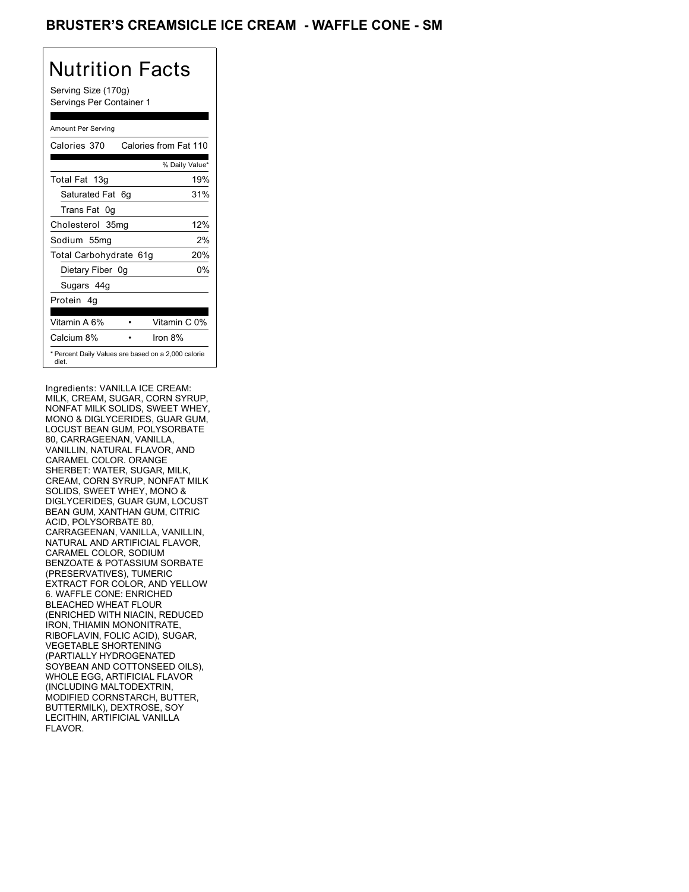# BRUSTER'S CREAMSICLE ICE CREAM - WAFFLE CONE - SM

## Nutrition Facts

Serving Size (170g)
Servings Per Container 1

Amount Per Serving

| Calories 370 | Calories from Fat 110 |
|---|---|
| | % Daily Value* |
| Total Fat 13g | 19% |
| Saturated Fat 6g | 31% |
| Trans Fat 0g | |
| Cholesterol 35mg | 12% |
| Sodium 55mg | 2% |
| Total Carbohydrate 61g | 20% |
| Dietary Fiber 0g | 0% |
| Sugars 44g | |
| Protein 4g | |

| Vitamin A 6% | Vitamin C 0% |
|---|---|
| Calcium 8% | Iron 8% |

\* Percent Daily Values are based on a 2,000 calorie diet.

Ingredients: VANILLA ICE CREAM: MILK, CREAM, SUGAR, CORN SYRUP, NONFAT MILK SOLIDS, SWEET WHEY, MONO & DIGLYCERIDES, GUAR GUM, LOCUST BEAN GUM, POLYSORBATE 80, CARRAGEENAN, VANILLA, VANILLIN, NATURAL FLAVOR, AND CARAMEL COLOR. ORANGE SHERBET: WATER, SUGAR, MILK, CREAM, CORN SYRUP, NONFAT MILK SOLIDS, SWEET WHEY, MONO & DIGLYCERIDES, GUAR GUM, LOCUST BEAN GUM, XANTHAN GUM, CITRIC ACID, POLYSORBATE 80, CARRAGEENAN, VANILLA, VANILLIN, NATURAL AND ARTIFICIAL FLAVOR, CARAMEL COLOR, SODIUM BENZOATE & POTASSIUM SORBATE (PRESERVATIVES), TUMERIC EXTRACT FOR COLOR, AND YELLOW 6. WAFFLE CONE: ENRICHED BLEACHED WHEAT FLOUR (ENRICHED WITH NIACIN, REDUCED IRON, THIAMIN MONONITRATE, RIBOFLAVIN, FOLIC ACID), SUGAR, VEGETABLE SHORTENING (PARTIALLY HYDROGENATED SOYBEAN AND COTTONSEED OILS), WHOLE EGG, ARTIFICIAL FLAVOR (INCLUDING MALTODEXTRIN, MODIFIED CORNSTARCH, BUTTER, BUTTERMILK), DEXTROSE, SOY LECITHIN, ARTIFICIAL VANILLA FLAVOR.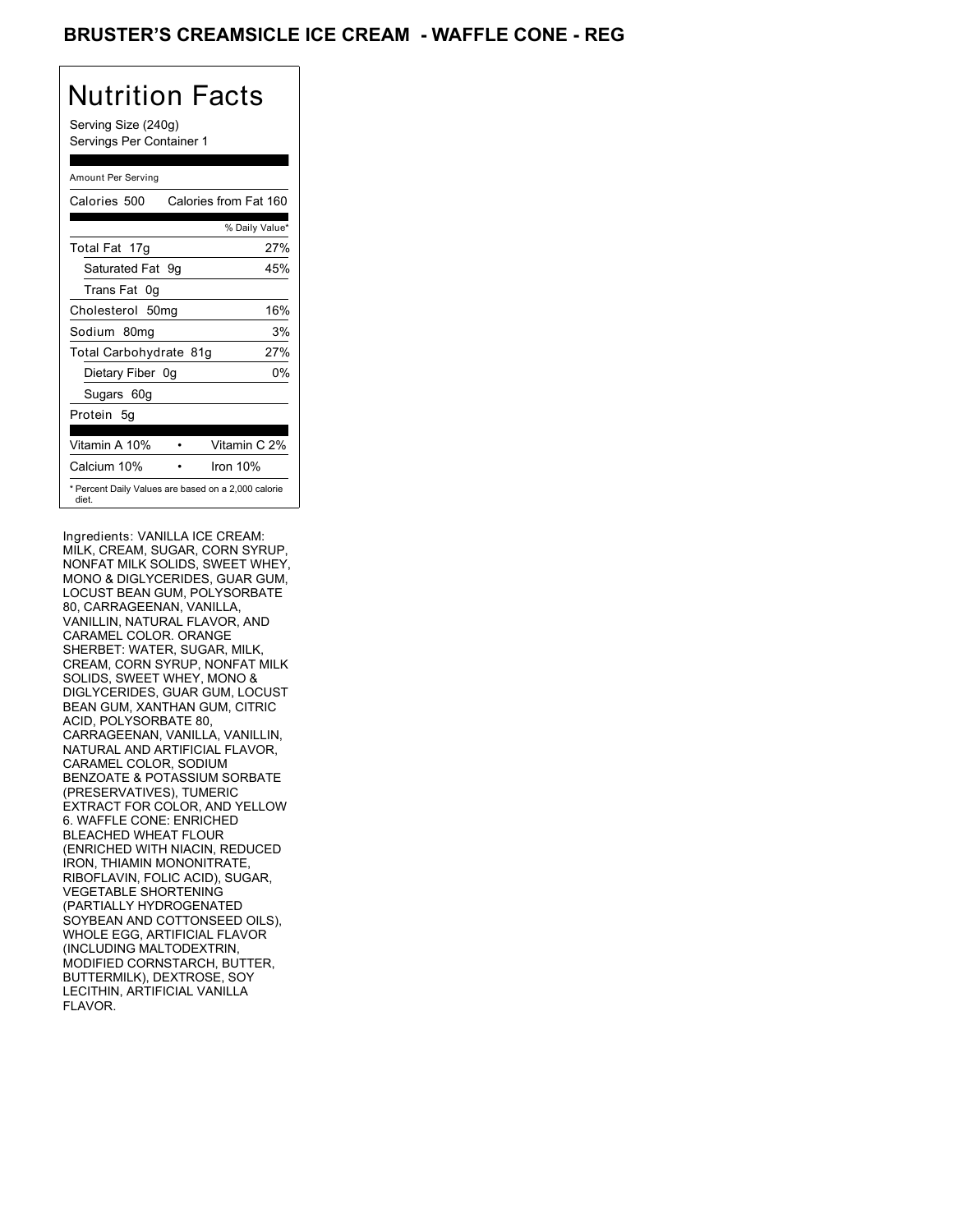# BRUSTER'S CREAMSICLE ICE CREAM - WAFFLE CONE - REG

## Nutrition Facts

Serving Size (240g)
Servings Per Container 1

Amount Per Serving

| Calories 500 | Calories from Fat 160 |
|---|---|
| | % Daily Value* |
| Total Fat 17g | 27% |
| Saturated Fat 9g | 45% |
| Trans Fat 0g | |
| Cholesterol 50mg | 16% |
| Sodium 80mg | 3% |
| Total Carbohydrate 81g | 27% |
| Dietary Fiber 0g | 0% |
| Sugars 60g | |
| Protein 5g | |

| Vitamin A 10% | • | Vitamin C 2% |
|---|---|---|
| Calcium 10% | • | Iron 10% |

* Percent Daily Values are based on a 2,000 calorie diet.

Ingredients: VANILLA ICE CREAM: MILK, CREAM, SUGAR, CORN SYRUP, NONFAT MILK SOLIDS, SWEET WHEY, MONO & DIGLYCERIDES, GUAR GUM, LOCUST BEAN GUM, POLYSORBATE 80, CARRAGEENAN, VANILLA, VANILLIN, NATURAL FLAVOR, AND CARAMEL COLOR. ORANGE SHERBET: WATER, SUGAR, MILK, CREAM, CORN SYRUP, NONFAT MILK SOLIDS, SWEET WHEY, MONO & DIGLYCERIDES, GUAR GUM, LOCUST BEAN GUM, XANTHAN GUM, CITRIC ACID, POLYSORBATE 80, CARRAGEENAN, VANILLA, VANILLIN, NATURAL AND ARTIFICIAL FLAVOR, CARAMEL COLOR, SODIUM BENZOATE & POTASSIUM SORBATE (PRESERVATIVES), TUMERIC EXTRACT FOR COLOR, AND YELLOW 6. WAFFLE CONE: ENRICHED BLEACHED WHEAT FLOUR (ENRICHED WITH NIACIN, REDUCED IRON, THIAMIN MONONITRATE, RIBOFLAVIN, FOLIC ACID), SUGAR, VEGETABLE SHORTENING (PARTIALLY HYDROGENATED SOYBEAN AND COTTONSEED OILS), WHOLE EGG, ARTIFICIAL FLAVOR (INCLUDING MALTODEXTRIN, MODIFIED CORNSTARCH, BUTTER, BUTTERMILK), DEXTROSE, SOY LECITHIN, ARTIFICIAL VANILLA FLAVOR.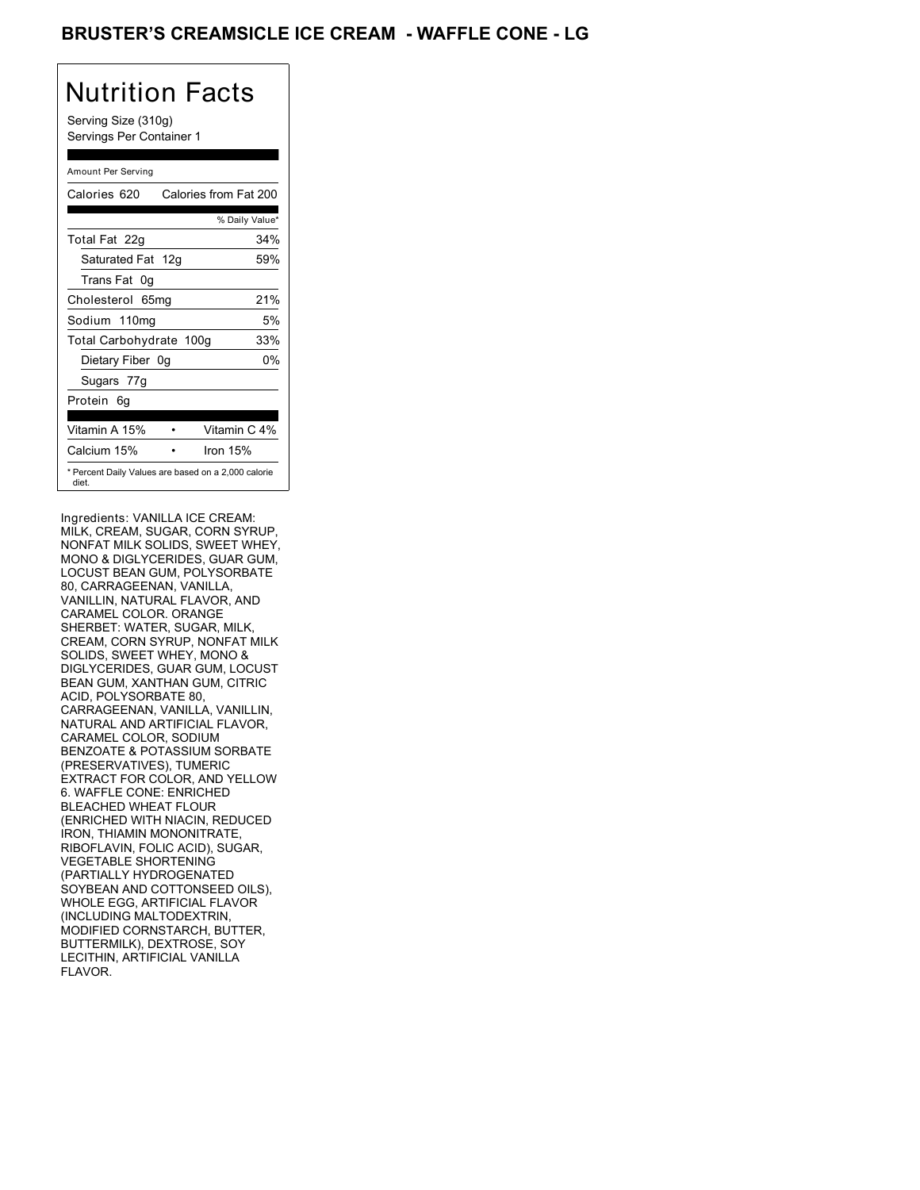# BRUSTER'S CREAMSICLE ICE CREAM - WAFFLE CONE - LG

## Nutrition Facts

Serving Size (310g)
Servings Per Container 1

Amount Per Serving

| | |
|---|---|
| Calories 620 | Calories from Fat 200 |
| | % Daily Value* |
| Total Fat 22g | 34% |
| Saturated Fat 12g | 59% |
| Trans Fat 0g | |
| Cholesterol 65mg | 21% |
| Sodium 110mg | 5% |
| Total Carbohydrate 100g | 33% |
| Dietary Fiber 0g | 0% |
| Sugars 77g | |
| Protein 6g | |
| Vitamin A 15% | Vitamin C 4% |
| Calcium 15% | Iron 15% |

* Percent Daily Values are based on a 2,000 calorie diet.

Ingredients: VANILLA ICE CREAM: MILK, CREAM, SUGAR, CORN SYRUP, NONFAT MILK SOLIDS, SWEET WHEY, MONO & DIGLYCERIDES, GUAR GUM, LOCUST BEAN GUM, POLYSORBATE 80, CARRAGEENAN, VANILLA, VANILLIN, NATURAL FLAVOR, AND CARAMEL COLOR. ORANGE SHERBET: WATER, SUGAR, MILK, CREAM, CORN SYRUP, NONFAT MILK SOLIDS, SWEET WHEY, MONO & DIGLYCERIDES, GUAR GUM, LOCUST BEAN GUM, XANTHAN GUM, CITRIC ACID, POLYSORBATE 80, CARRAGEENAN, VANILLA, VANILLIN, NATURAL AND ARTIFICIAL FLAVOR, CARAMEL COLOR, SODIUM BENZOATE & POTASSIUM SORBATE (PRESERVATIVES), TUMERIC EXTRACT FOR COLOR, AND YELLOW 6. WAFFLE CONE: ENRICHED BLEACHED WHEAT FLOUR (ENRICHED WITH NIACIN, REDUCED IRON, THIAMIN MONONITRATE, RIBOFLAVIN, FOLIC ACID), SUGAR, VEGETABLE SHORTENING (PARTIALLY HYDROGENATED SOYBEAN AND COTTONSEED OILS), WHOLE EGG, ARTIFICIAL FLAVOR (INCLUDING MALTODEXTRIN, MODIFIED CORNSTARCH, BUTTER, BUTTERMILK), DEXTROSE, SOY LECITHIN, ARTIFICIAL VANILLA FLAVOR.